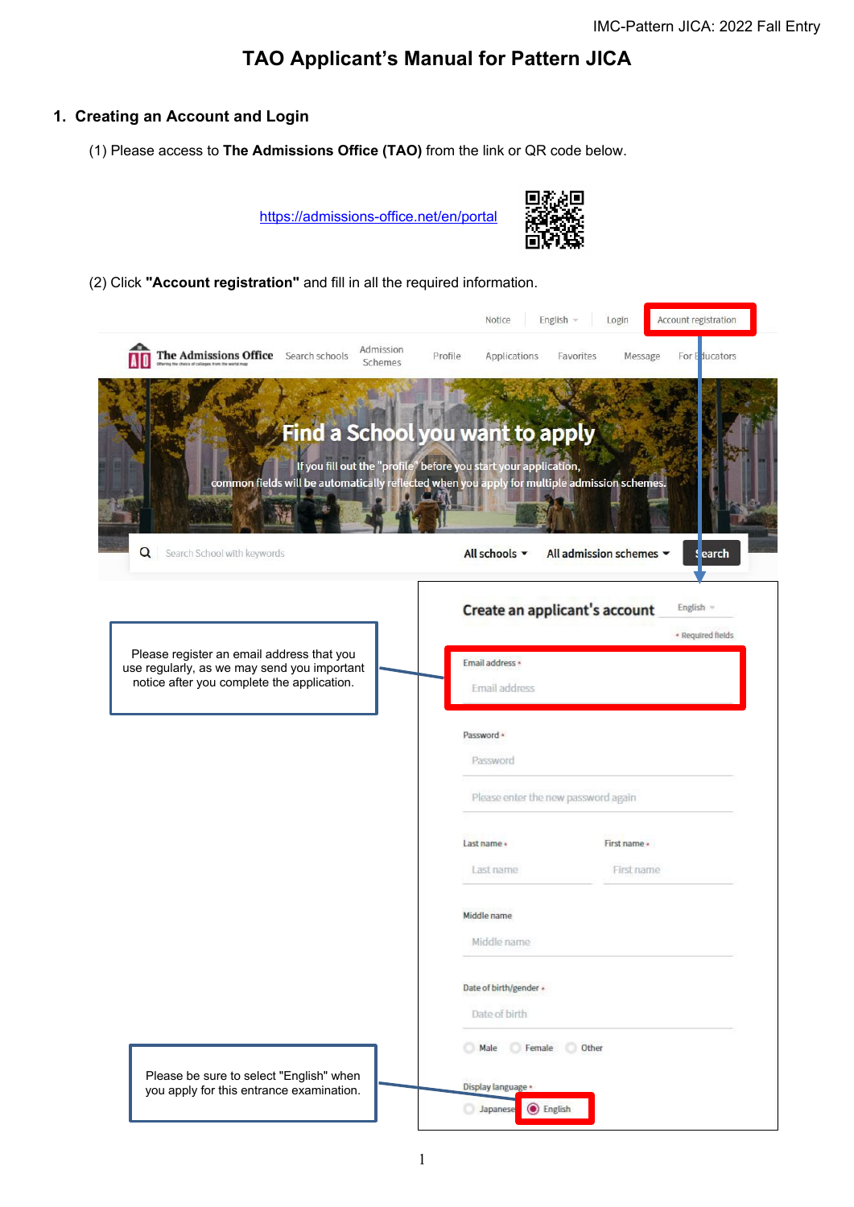# TAO Applicant's Manual for Pattern JICA

## 1. Creating an Account and Login

(1) Please access to **The Admissions Office (TAO)** from the link or QR code below.

https://admissions-office.net/en/portal

(2) Click **"Account registration"** and fill in all the required information.

Notice | English | Login | Account registration

The Admissions Office | Search schools | Admission Schemes | Profile | Applications | Favorites | Message | For Educators

Find a School you want to apply

If you fill out the "profile" before you start your application, common fields will be automatically reflected when you apply for multiple admission schemes.

Search School with keywords | All schools | All admission schemes | Search

Please register an email address that you use regularly, as we may send you important notice after you complete the application.

Create an applicant's account | English

• Required fields

Email address •

Email address

Password •

Password

Please enter the new password again

Last name • | First name •

Middle name

Date of birth/gender •

Date of birth

Male | Female | Other

Display language •

Japanese | English

Please be sure to select "English" when you apply for this entrance examination.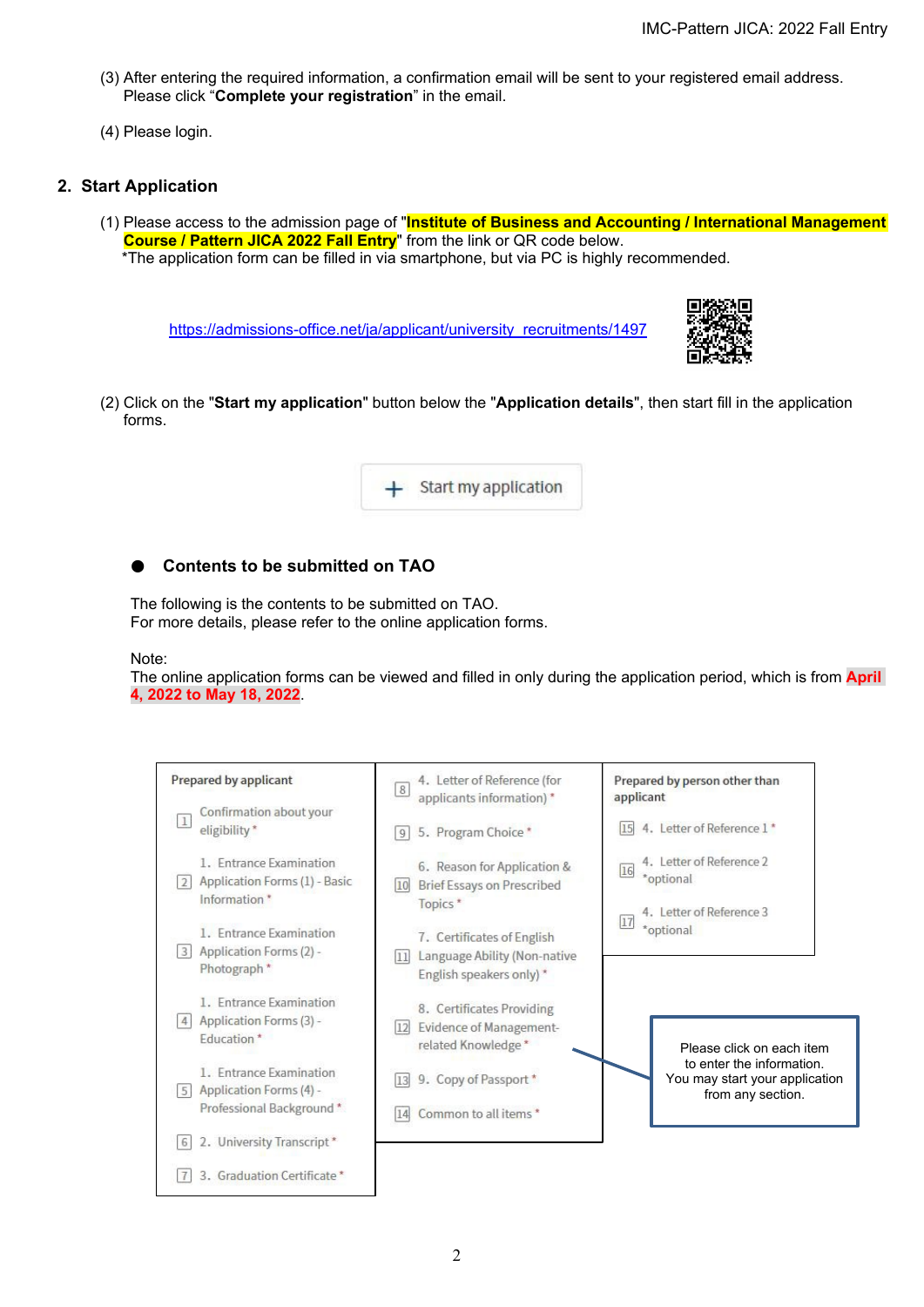(3) After entering the required information, a confirmation email will be sent to your registered email address. Please click "**Complete your registration**" in the email.

(4) Please login.

## 2. Start Application

(1) Please access to the admission page of "**Institute of Business and Accounting / International Management Course / Pattern JICA 2022 Fall Entry**" from the link or QR code below.
*The application form can be filled in via smartphone, but via PC is highly recommended.

https://admissions-office.net/ja/applicant/university_recruitments/1497

(2) Click on the "**Start my application**" button below the "**Application details**", then start fill in the application forms.

＋ Start my application

### ● Contents to be submitted on TAO

The following is the contents to be submitted on TAO.
For more details, please refer to the online application forms.

Note:
The online application forms can be viewed and filled in only during the application period, which is from **April 4, 2022 to May 18, 2022**.

| Prepared by applicant | | Prepared by person other than applicant |
|---|---|---|
| 1 Confirmation about your eligibility * | 8 4. Letter of Reference (for applicants information) * | 15 4. Letter of Reference 1 * |
| 2 1. Entrance Examination Application Forms (1) - Basic Information * | 9 5. Program Choice * | 16 4. Letter of Reference 2 *optional |
| 3 1. Entrance Examination Application Forms (2) - Photograph * | 10 6. Reason for Application & Brief Essays on Prescribed Topics * | 17 4. Letter of Reference 3 *optional |
| 4 1. Entrance Examination Application Forms (3) - Education * | 11 7. Certificates of English Language Ability (Non-native English speakers only) * | |
| 5 1. Entrance Examination Application Forms (4) - Professional Background * | 12 8. Certificates Providing Evidence of Management-related Knowledge * | |
| 6 2. University Transcript * | 13 9. Copy of Passport * | |
| 7 3. Graduation Certificate * | 14 Common to all items * | |

Please click on each item to enter the information.
You may start your application from any section.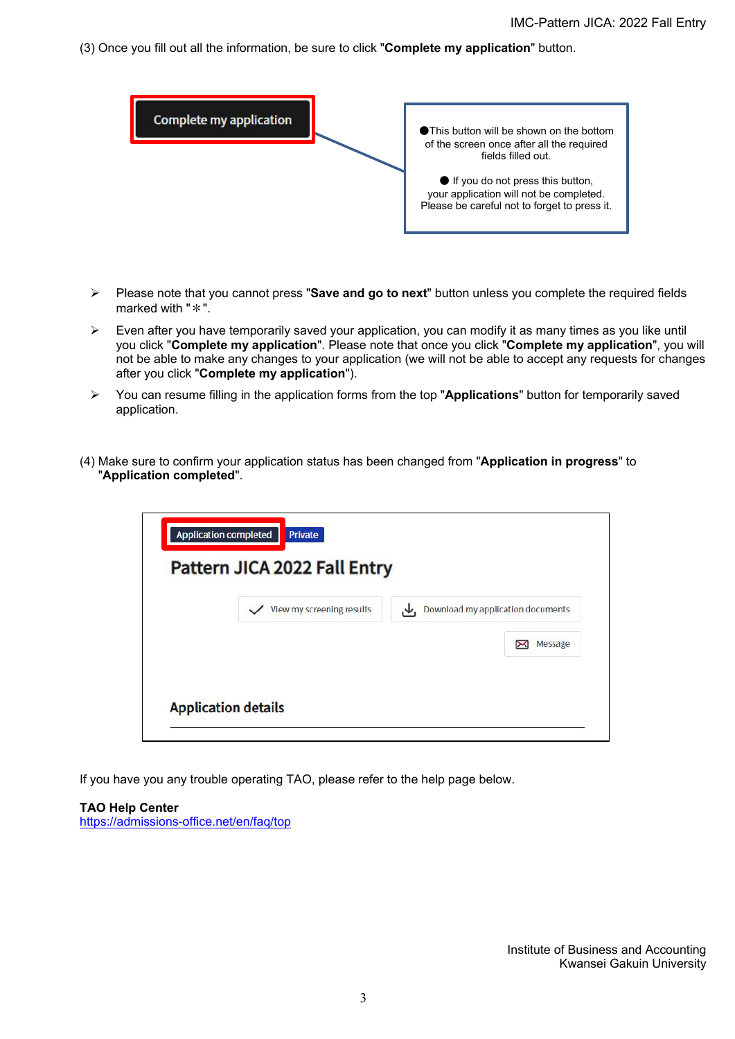(3) Once you fill out all the information, be sure to click "**Complete my application**" button.

Complete my application

●This button will be shown on the bottom of the screen once after all the required fields filled out.

● If you do not press this button, your application will not be completed. Please be careful not to forget to press it.

- Please note that you cannot press "**Save and go to next**" button unless you complete the required fields marked with "＊".
- Even after you have temporarily saved your application, you can modify it as many times as you like until you click "**Complete my application**". Please note that once you click "**Complete my application**", you will not be able to make any changes to your application (we will not be able to accept any requests for changes after you click "**Complete my application**").
- You can resume filling in the application forms from the top "**Applications**" button for temporarily saved application.

(4) Make sure to confirm your application status has been changed from "**Application in progress**" to "**Application completed**".

Application completed Private

Pattern JICA 2022 Fall Entry

View my screening results | Download my application documents

Message

Application details

If you have you any trouble operating TAO, please refer to the help page below.

**TAO Help Center**
https://admissions-office.net/en/faq/top

Institute of Business and Accounting
Kwansei Gakuin University